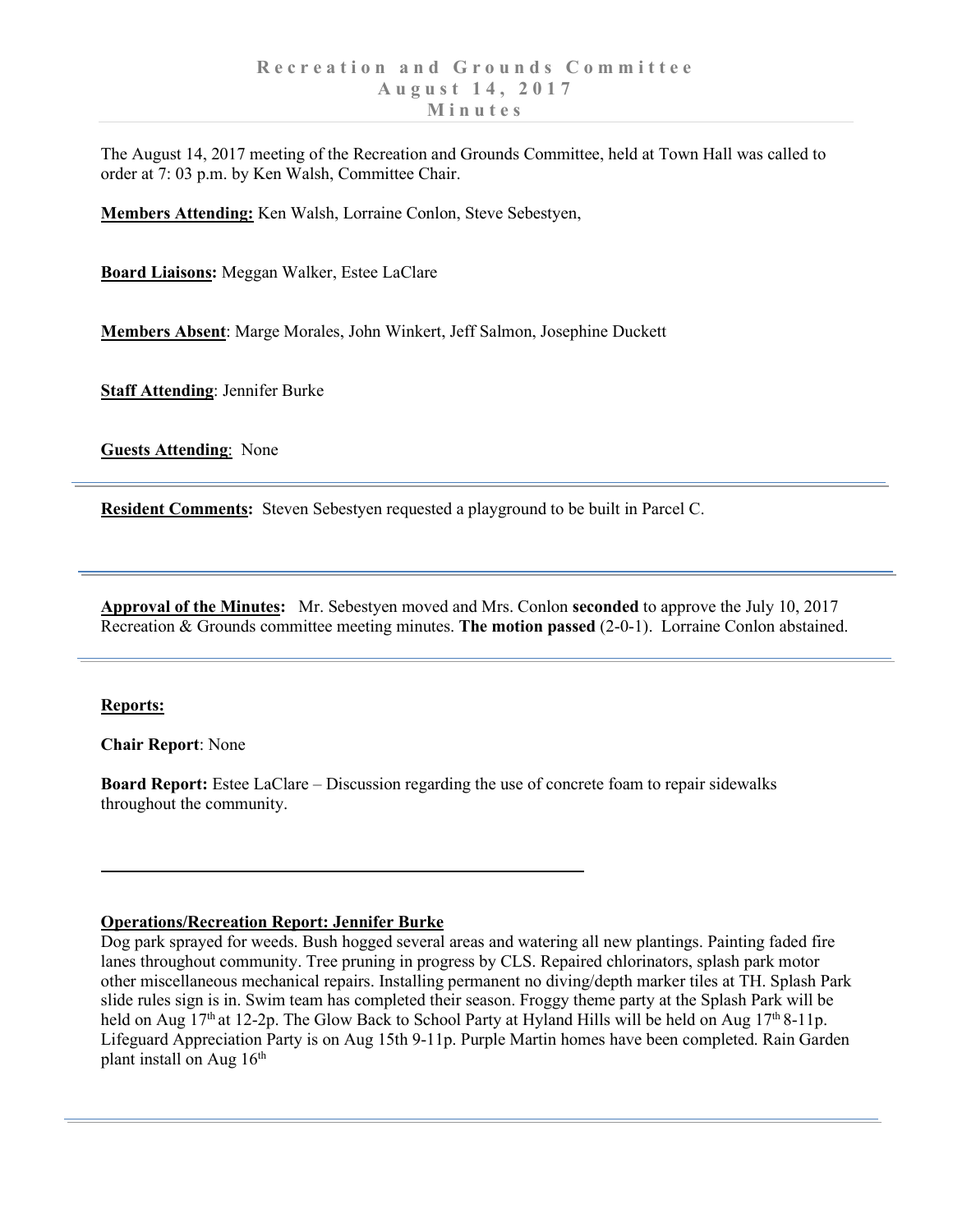# Recreation and Grounds Committee
## August 14, 2017
## Minutes

The August 14, 2017 meeting of the Recreation and Grounds Committee, held at Town Hall was called to order at 7: 03 p.m. by Ken Walsh, Committee Chair.

**Members Attending:** Ken Walsh, Lorraine Conlon, Steve Sebestyen,

**Board Liaisons:** Meggan Walker, Estee LaClare

**Members Absent**: Marge Morales, John Winkert, Jeff Salmon, Josephine Duckett

**Staff Attending**: Jennifer Burke

**Guests Attending**: None

---

**Resident Comments:** Steven Sebestyen requested a playground to be built in Parcel C.

---

**Approval of the Minutes:** Mr. Sebestyen moved and Mrs. Conlon **seconded** to approve the July 10, 2017 Recreation & Grounds committee meeting minutes. **The motion passed** (2-0-1). Lorraine Conlon abstained.

---

**Reports:**

**Chair Report**: None

**Board Report:** Estee LaClare – Discussion regarding the use of concrete foam to repair sidewalks throughout the community.

---

**Operations/Recreation Report: Jennifer Burke**

Dog park sprayed for weeds. Bush hogged several areas and watering all new plantings. Painting faded fire lanes throughout community. Tree pruning in progress by CLS. Repaired chlorinators, splash park motor other miscellaneous mechanical repairs. Installing permanent no diving/depth marker tiles at TH. Splash Park slide rules sign is in. Swim team has completed their season. Froggy theme party at the Splash Park will be held on Aug 17th at 12-2p. The Glow Back to School Party at Hyland Hills will be held on Aug 17th 8-11p. Lifeguard Appreciation Party is on Aug 15th 9-11p. Purple Martin homes have been completed. Rain Garden plant install on Aug 16th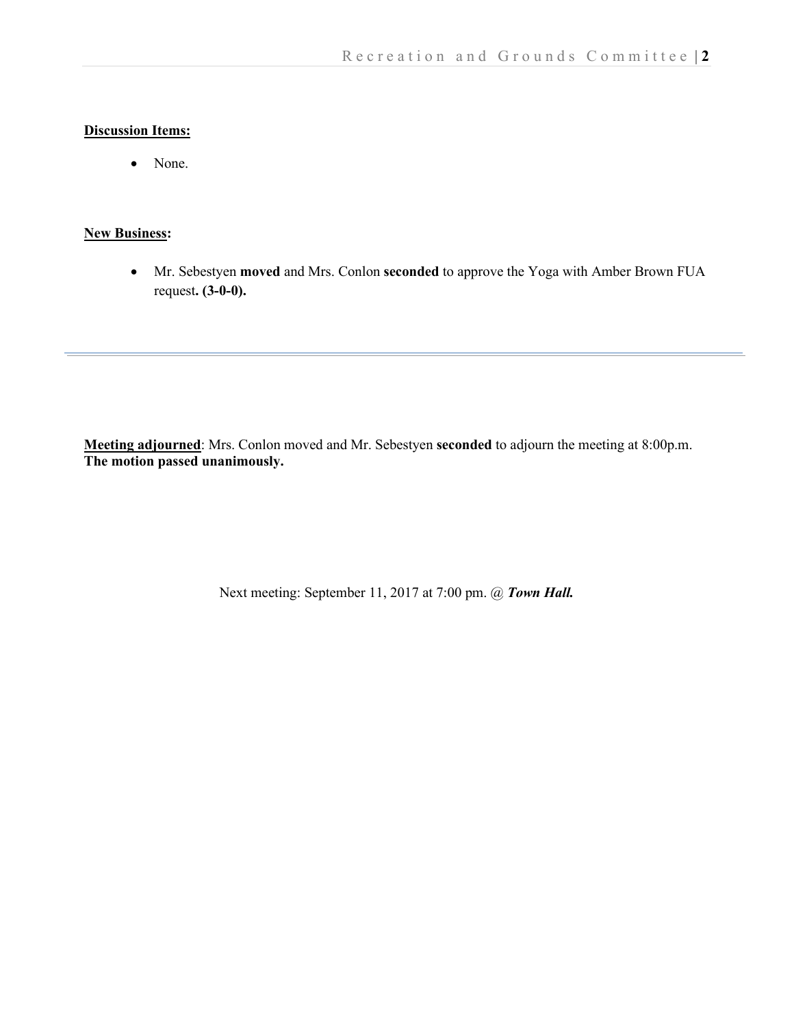**Discussion Items:**

- None.

**New Business:**

- Mr. Sebestyen **moved** and Mrs. Conlon **seconded** to approve the Yoga with Amber Brown FUA request**. (3-0-0).**

---

**Meeting adjourned**: Mrs. Conlon moved and Mr. Sebestyen **seconded** to adjourn the meeting at 8:00p.m. **The motion passed unanimously.**

Next meeting: September 11, 2017 at 7:00 pm. @ ***Town Hall.***